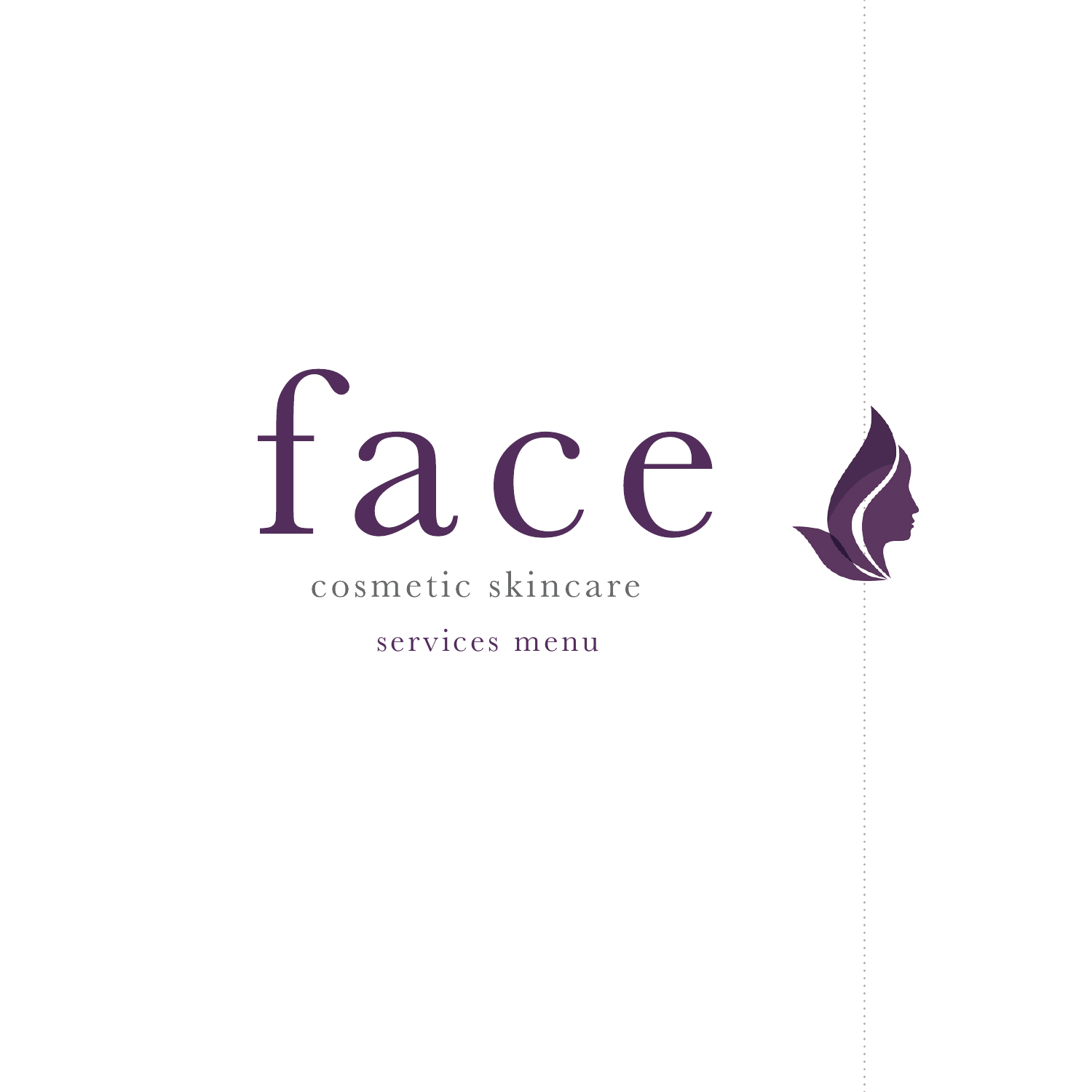# face

cosmetic skincare

services menu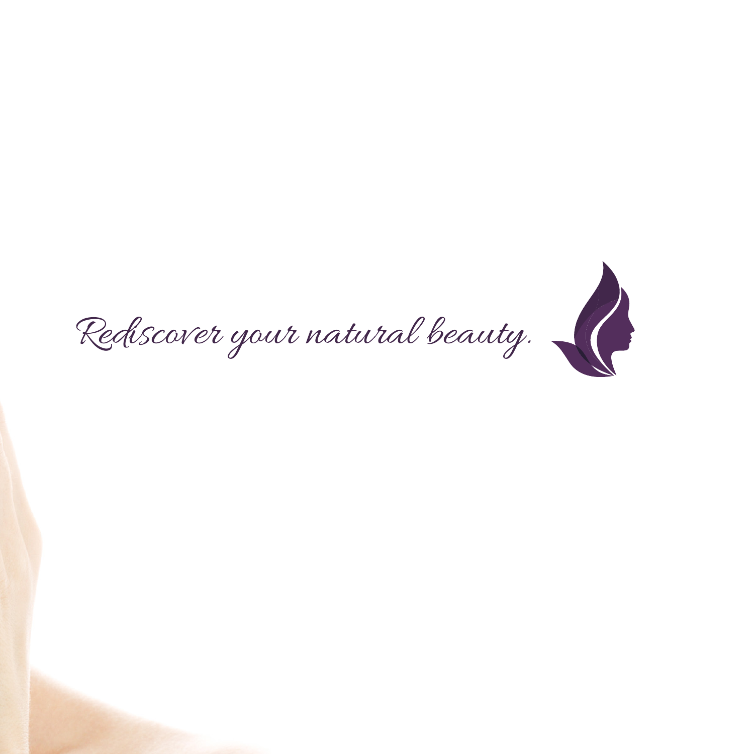*Rediscover your natural beauty.*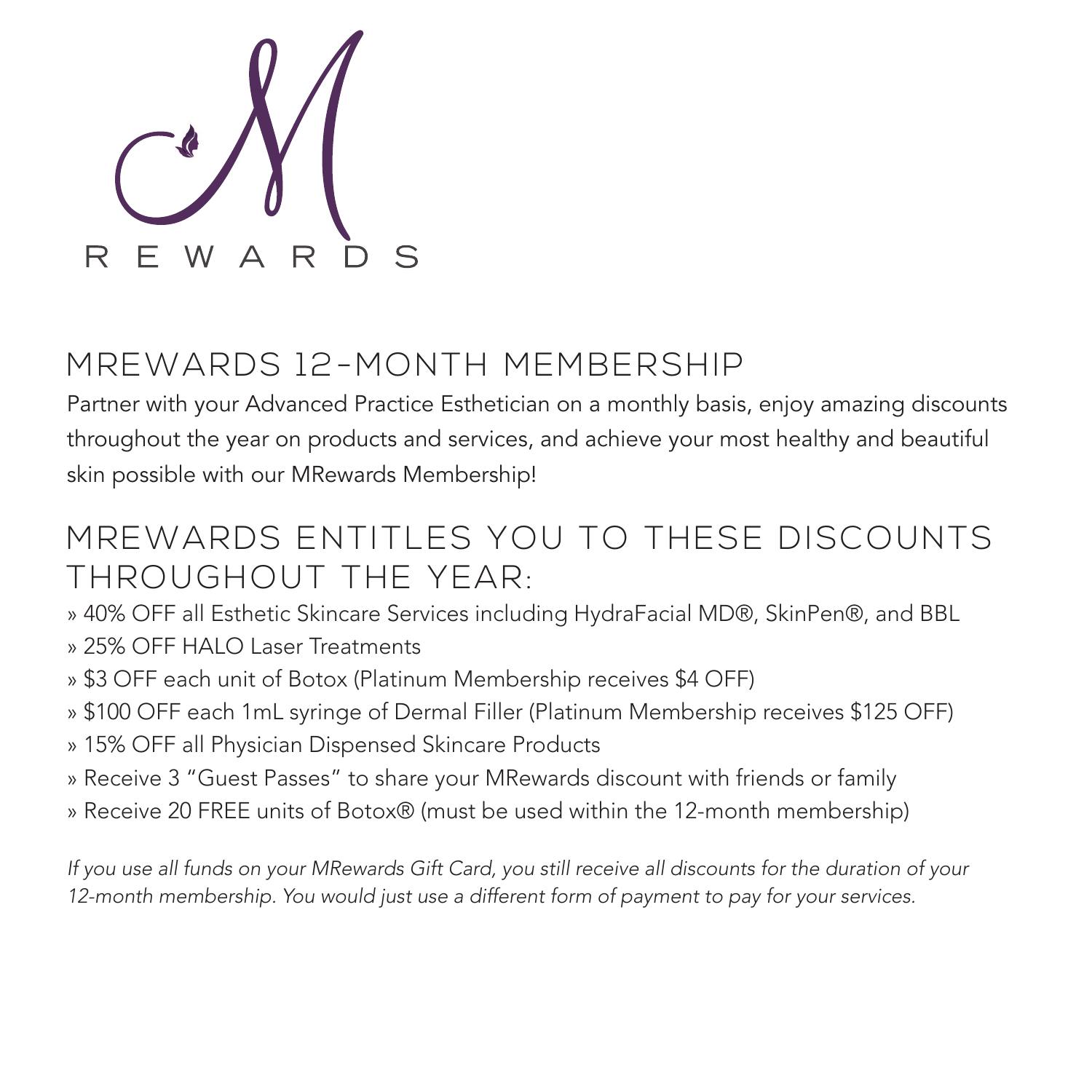M REWARDS

## MREWARDS 12-MONTH MEMBERSHIP

Partner with your Advanced Practice Esthetician on a monthly basis, enjoy amazing discounts throughout the year on products and services, and achieve your most healthy and beautiful skin possible with our MRewards Membership!

## MREWARDS ENTITLES YOU TO THESE DISCOUNTS THROUGHOUT THE YEAR:

» 40% OFF all Esthetic Skincare Services including HydraFacial MD®, SkinPen®, and BBL
» 25% OFF HALO Laser Treatments
» $3 OFF each unit of Botox (Platinum Membership receives $4 OFF)
» $100 OFF each 1mL syringe of Dermal Filler (Platinum Membership receives $125 OFF)
» 15% OFF all Physician Dispensed Skincare Products
» Receive 3 "Guest Passes" to share your MRewards discount with friends or family
» Receive 20 FREE units of Botox® (must be used within the 12-month membership)

*If you use all funds on your MRewards Gift Card, you still receive all discounts for the duration of your 12-month membership. You would just use a different form of payment to pay for your services.*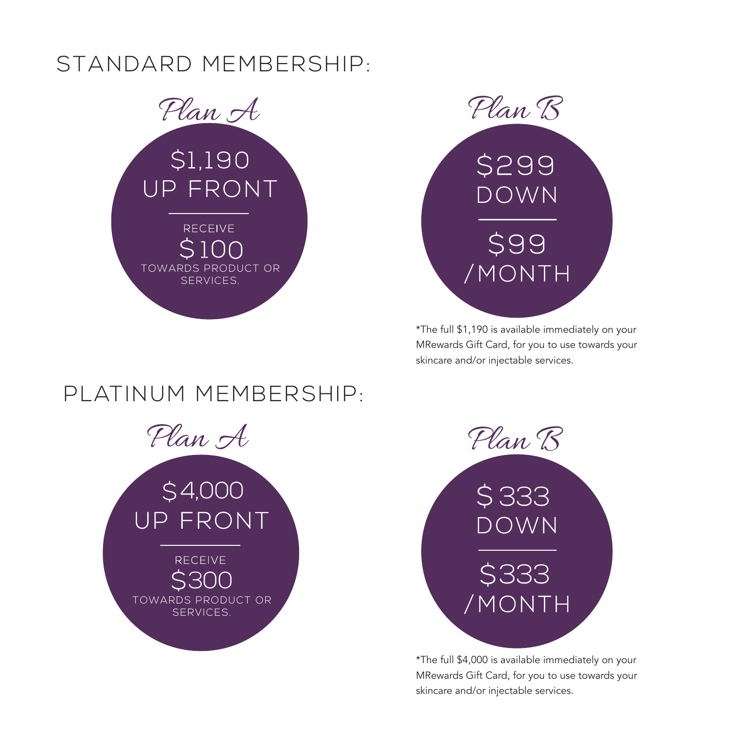## STANDARD MEMBERSHIP:

### *Plan A*

$1,190
UP FRONT

RECEIVE
$100
TOWARDS PRODUCT OR SERVICES.

### *Plan B*

$299
DOWN

$99
/MONTH

*The full $1,190 is available immediately on your MRewards Gift Card, for you to use towards your skincare and/or injectable services.

## PLATINUM MEMBERSHIP:

### *Plan A*

$4,000
UP FRONT

RECEIVE
$300
TOWARDS PRODUCT OR SERVICES.

### *Plan B*

$333
DOWN

$333
/MONTH

*The full $4,000 is available immediately on your MRewards Gift Card, for you to use towards your skincare and/or injectable services.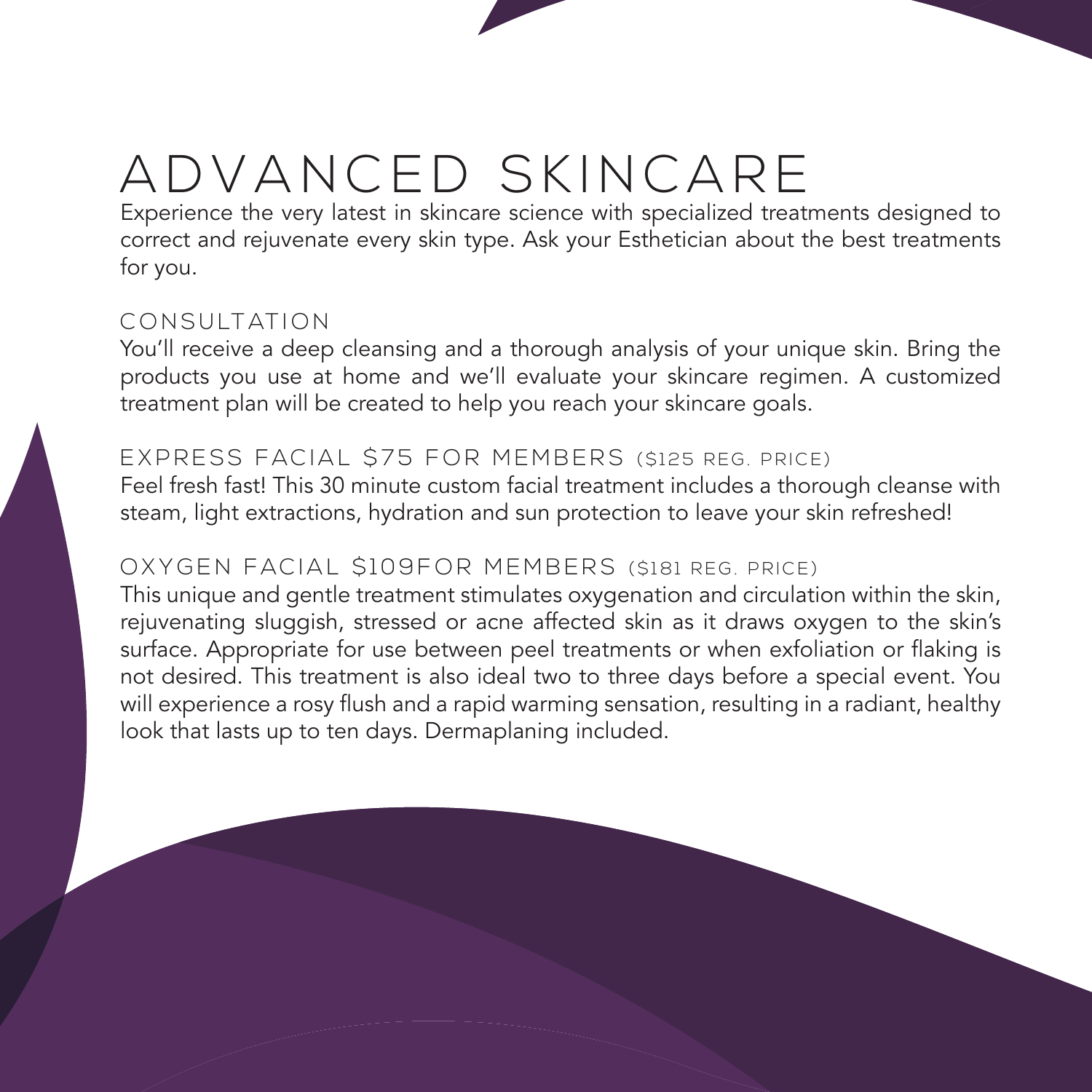# ADVANCED SKINCARE

Experience the very latest in skincare science with specialized treatments designed to correct and rejuvenate every skin type. Ask your Esthetician about the best treatments for you.

## CONSULTATION

You'll receive a deep cleansing and a thorough analysis of your unique skin. Bring the products you use at home and we'll evaluate your skincare regimen. A customized treatment plan will be created to help you reach your skincare goals.

## EXPRESS FACIAL $75 FOR MEMBERS ($125 REG. PRICE)

Feel fresh fast! This 30 minute custom facial treatment includes a thorough cleanse with steam, light extractions, hydration and sun protection to leave your skin refreshed!

## OXYGEN FACIAL $109FOR MEMBERS ($181 REG. PRICE)

This unique and gentle treatment stimulates oxygenation and circulation within the skin, rejuvenating sluggish, stressed or acne affected skin as it draws oxygen to the skin's surface. Appropriate for use between peel treatments or when exfoliation or flaking is not desired. This treatment is also ideal two to three days before a special event. You will experience a rosy flush and a rapid warming sensation, resulting in a radiant, healthy look that lasts up to ten days. Dermaplaning included.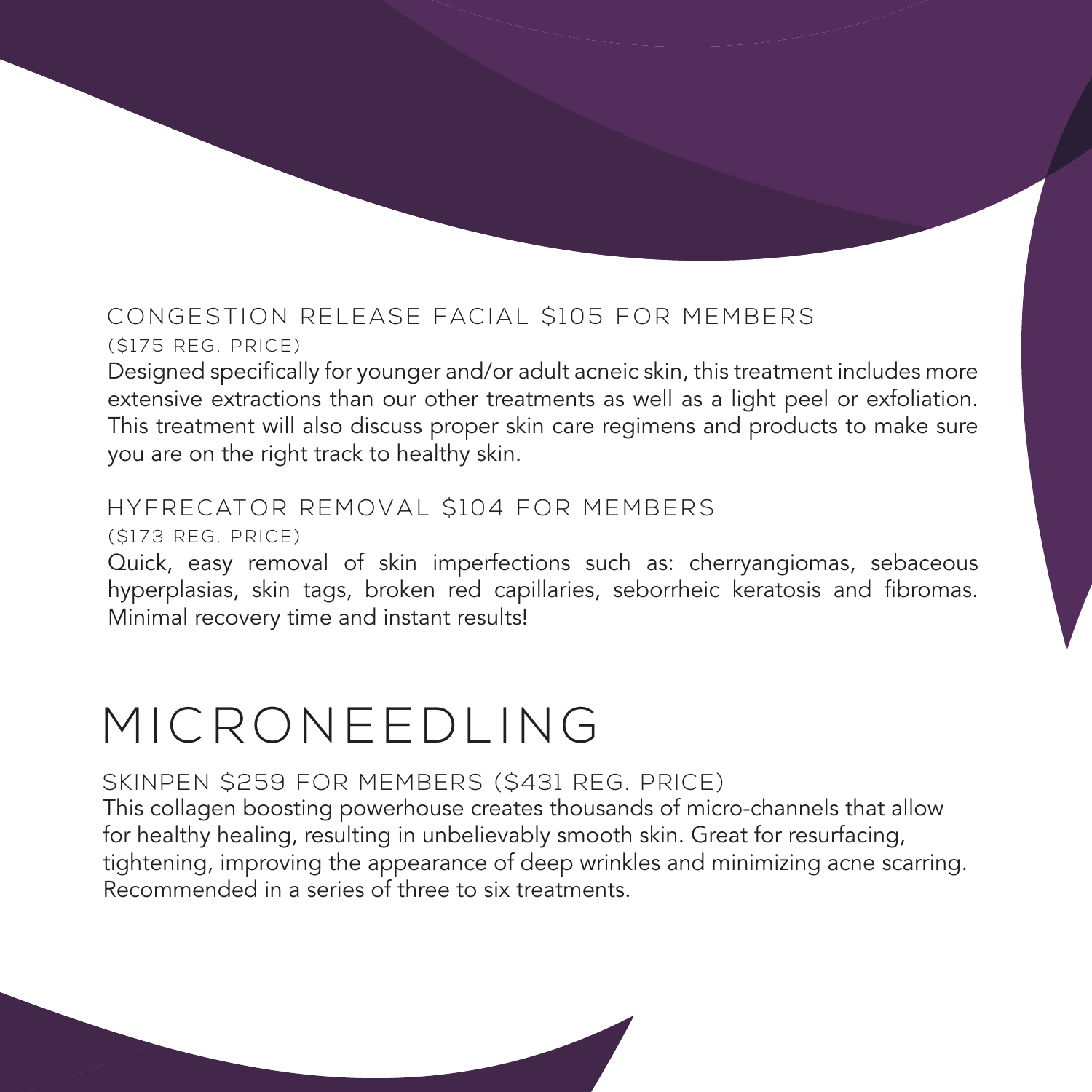### CONGESTION RELEASE FACIAL $105 FOR MEMBERS

($175 REG. PRICE)

Designed specifically for younger and/or adult acneic skin, this treatment includes more extensive extractions than our other treatments as well as a light peel or exfoliation. This treatment will also discuss proper skin care regimens and products to make sure you are on the right track to healthy skin.

### HYFRECATOR REMOVAL $104 FOR MEMBERS

($173 REG. PRICE)

Quick, easy removal of skin imperfections such as: cherryangiomas, sebaceous hyperplasias, skin tags, broken red capillaries, seborrheic keratosis and fibromas. Minimal recovery time and instant results!

# MICRONEEDLING

### SKINPEN $259 FOR MEMBERS ($431 REG. PRICE)

This collagen boosting powerhouse creates thousands of micro-channels that allow for healthy healing, resulting in unbelievably smooth skin. Great for resurfacing, tightening, improving the appearance of deep wrinkles and minimizing acne scarring. Recommended in a series of three to six treatments.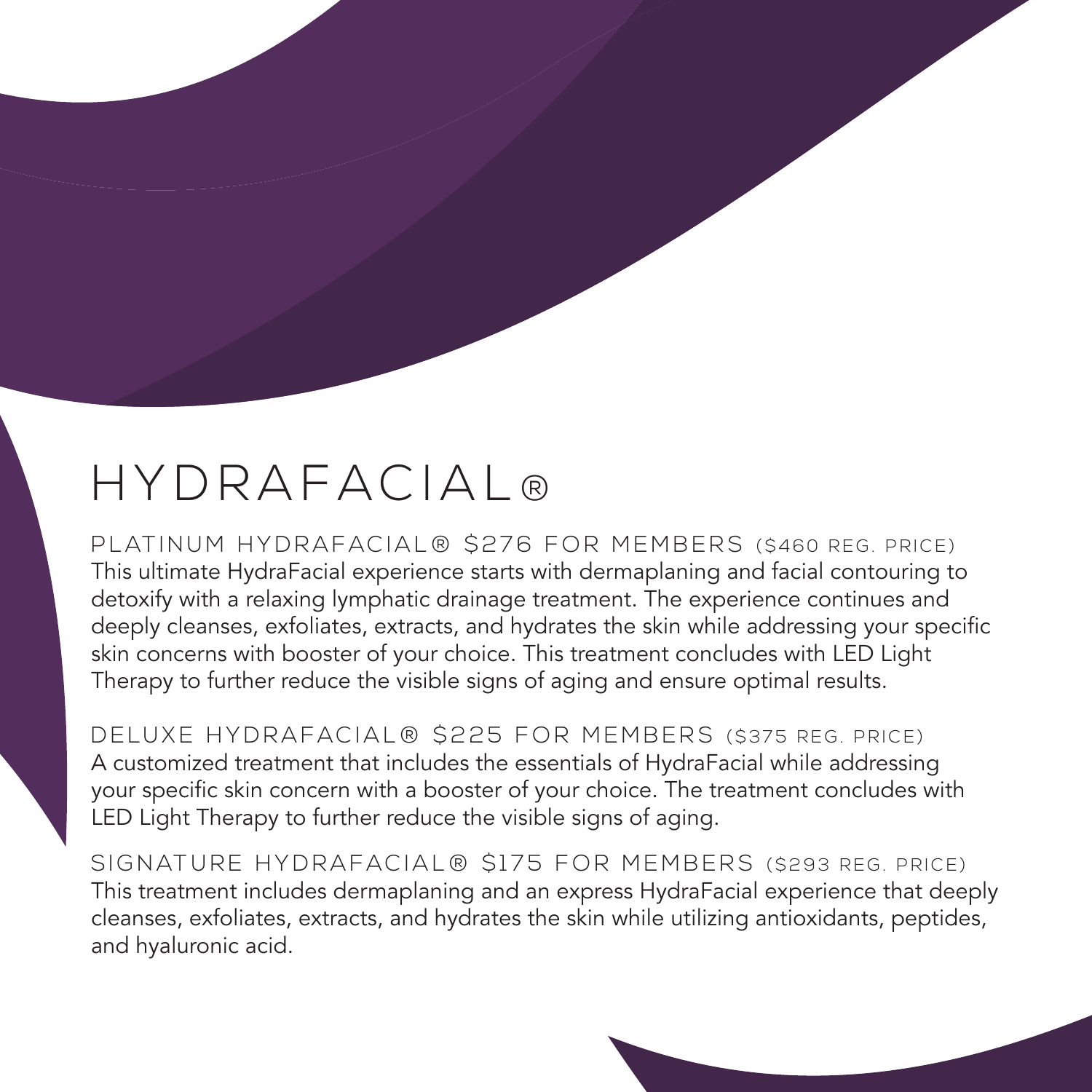# HYDRAFACIAL®

### PLATINUM HYDRAFACIAL® $276 FOR MEMBERS ($460 REG. PRICE)

This ultimate HydraFacial experience starts with dermaplaning and facial contouring to detoxify with a relaxing lymphatic drainage treatment. The experience continues and deeply cleanses, exfoliates, extracts, and hydrates the skin while addressing your specific skin concerns with booster of your choice. This treatment concludes with LED Light Therapy to further reduce the visible signs of aging and ensure optimal results.

### DELUXE HYDRAFACIAL® $225 FOR MEMBERS ($375 REG. PRICE)

A customized treatment that includes the essentials of HydraFacial while addressing your specific skin concern with a booster of your choice. The treatment concludes with LED Light Therapy to further reduce the visible signs of aging.

### SIGNATURE HYDRAFACIAL® $175 FOR MEMBERS ($293 REG. PRICE)

This treatment includes dermaplaning and an express HydraFacial experience that deeply cleanses, exfoliates, extracts, and hydrates the skin while utilizing antioxidants, peptides, and hyaluronic acid.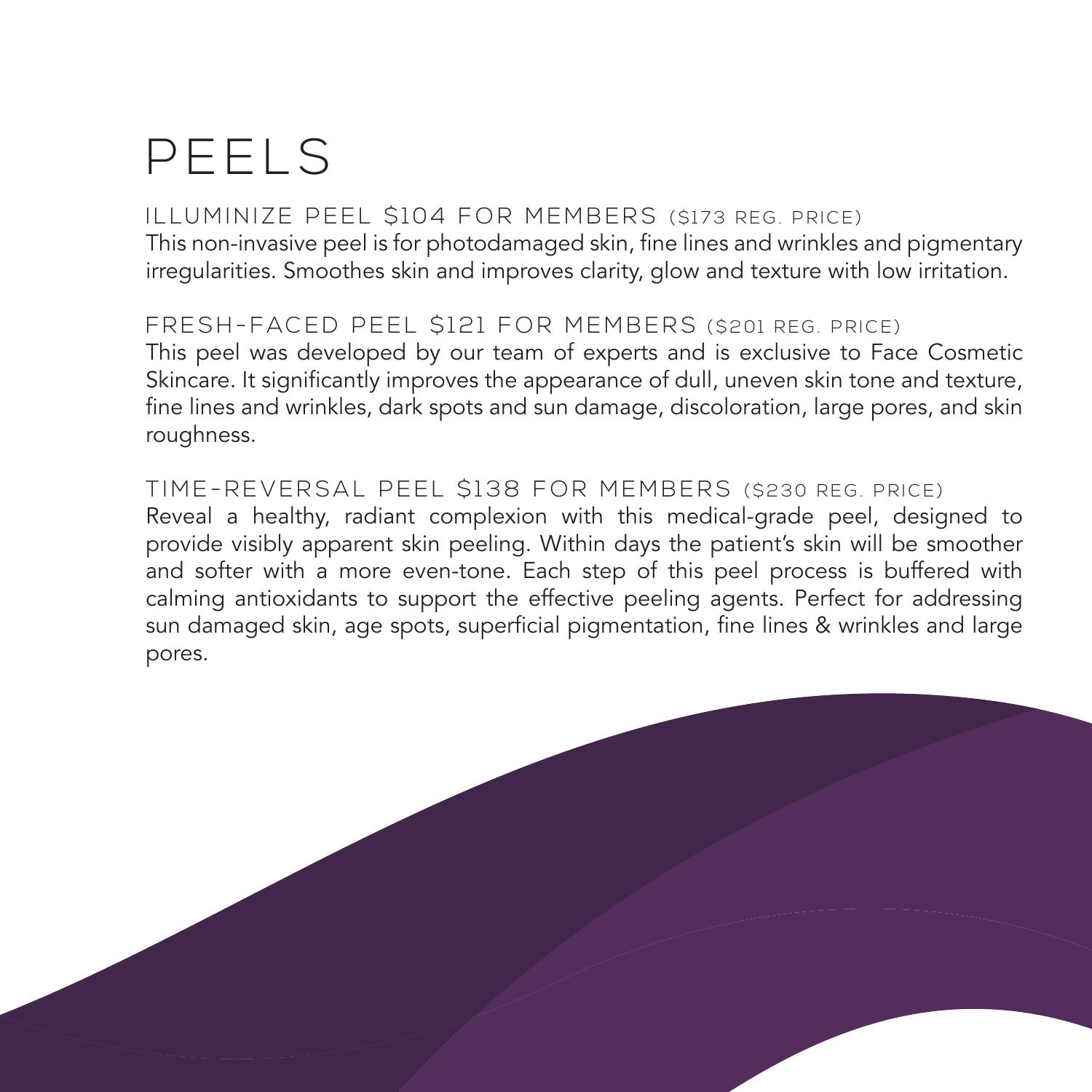# PEELS

## ILLUMINIZE PEEL $104 FOR MEMBERS ($173 REG. PRICE)

This non-invasive peel is for photodamaged skin, fine lines and wrinkles and pigmentary irregularities. Smoothes skin and improves clarity, glow and texture with low irritation.

## FRESH-FACED PEEL $121 FOR MEMBERS ($201 REG. PRICE)

This peel was developed by our team of experts and is exclusive to Face Cosmetic Skincare. It significantly improves the appearance of dull, uneven skin tone and texture, fine lines and wrinkles, dark spots and sun damage, discoloration, large pores, and skin roughness.

## TIME-REVERSAL PEEL $138 FOR MEMBERS ($230 REG. PRICE)

Reveal a healthy, radiant complexion with this medical-grade peel, designed to provide visibly apparent skin peeling. Within days the patient's skin will be smoother and softer with a more even-tone. Each step of this peel process is buffered with calming antioxidants to support the effective peeling agents. Perfect for addressing sun damaged skin, age spots, superficial pigmentation, fine lines & wrinkles and large pores.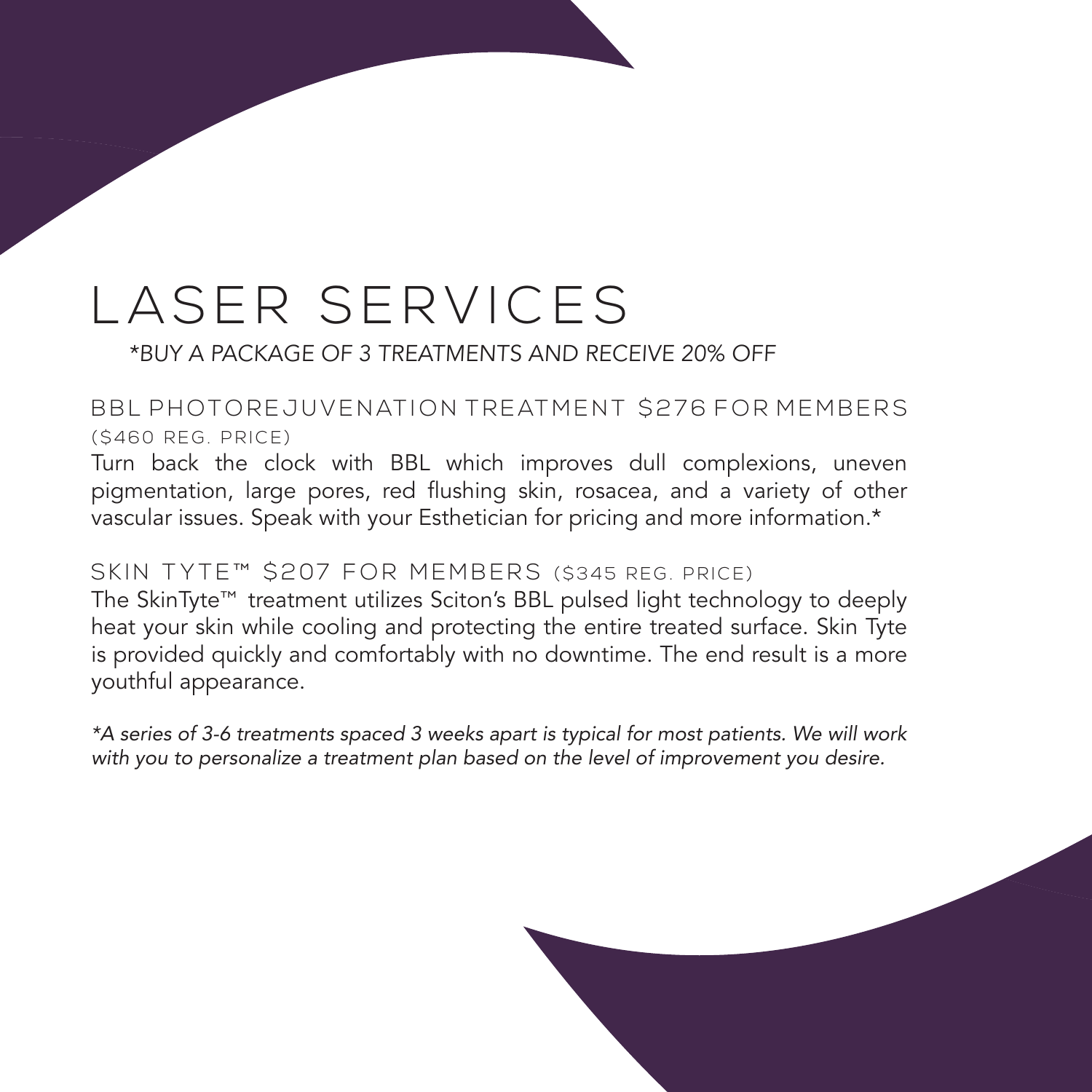# LASER SERVICES

*\*BUY A PACKAGE OF 3 TREATMENTS AND RECEIVE 20% OFF*

## BBL PHOTOREJUVENATION TREATMENT $276 FOR MEMBERS ($460 REG. PRICE)

Turn back the clock with BBL which improves dull complexions, uneven pigmentation, large pores, red flushing skin, rosacea, and a variety of other vascular issues. Speak with your Esthetician for pricing and more information.*

## SKIN TYTE™ $207 FOR MEMBERS ($345 REG. PRICE)

The SkinTyte™ treatment utilizes Sciton's BBL pulsed light technology to deeply heat your skin while cooling and protecting the entire treated surface. Skin Tyte is provided quickly and comfortably with no downtime. The end result is a more youthful appearance.

*\*A series of 3-6 treatments spaced 3 weeks apart is typical for most patients. We will work with you to personalize a treatment plan based on the level of improvement you desire.*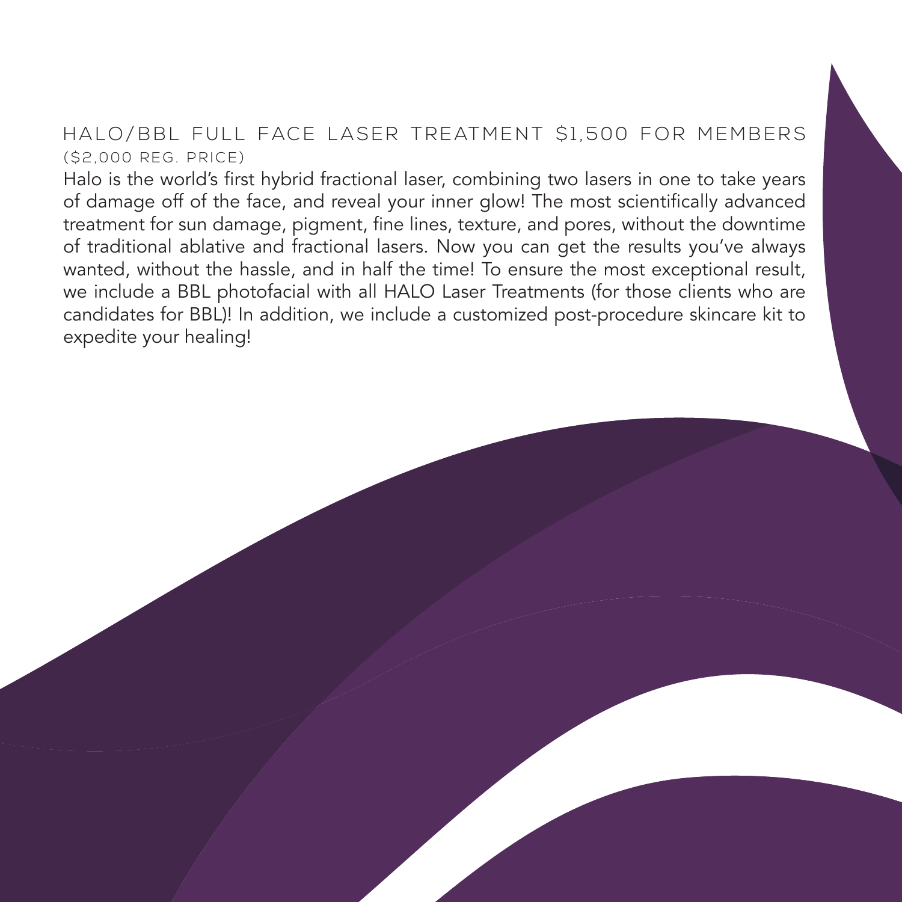## HALO/BBL FULL FACE LASER TREATMENT $1,500 FOR MEMBERS

($2,000 REG. PRICE)

Halo is the world's first hybrid fractional laser, combining two lasers in one to take years of damage off of the face, and reveal your inner glow! The most scientifically advanced treatment for sun damage, pigment, fine lines, texture, and pores, without the downtime of traditional ablative and fractional lasers. Now you can get the results you've always wanted, without the hassle, and in half the time! To ensure the most exceptional result, we include a BBL photofacial with all HALO Laser Treatments (for those clients who are candidates for BBL)! In addition, we include a customized post-procedure skincare kit to expedite your healing!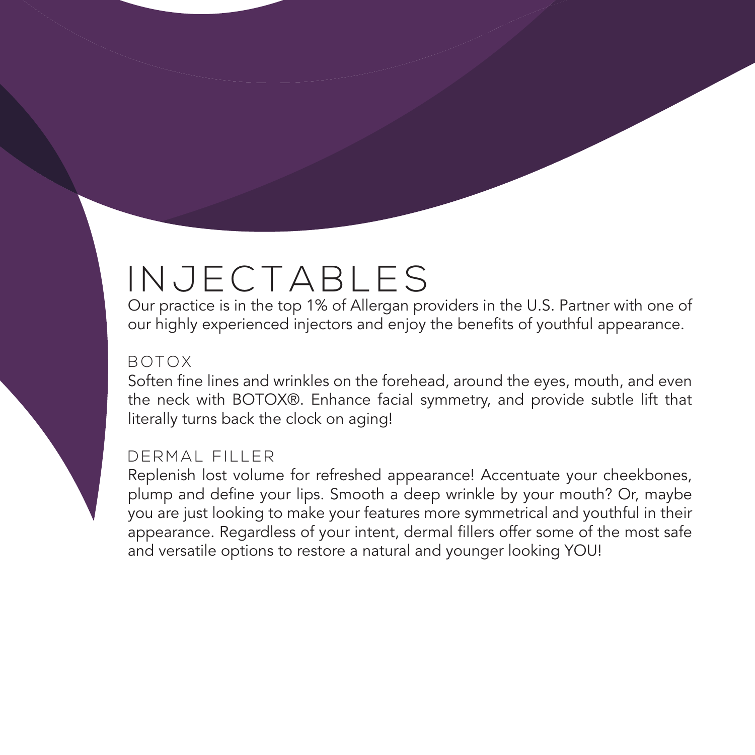# INJECTABLES

Our practice is in the top 1% of Allergan providers in the U.S. Partner with one of our highly experienced injectors and enjoy the benefits of youthful appearance.

## BOTOX

Soften fine lines and wrinkles on the forehead, around the eyes, mouth, and even the neck with BOTOX®. Enhance facial symmetry, and provide subtle lift that literally turns back the clock on aging!

## DERMAL FILLER

Replenish lost volume for refreshed appearance! Accentuate your cheekbones, plump and define your lips. Smooth a deep wrinkle by your mouth? Or, maybe you are just looking to make your features more symmetrical and youthful in their appearance. Regardless of your intent, dermal fillers offer some of the most safe and versatile options to restore a natural and younger looking YOU!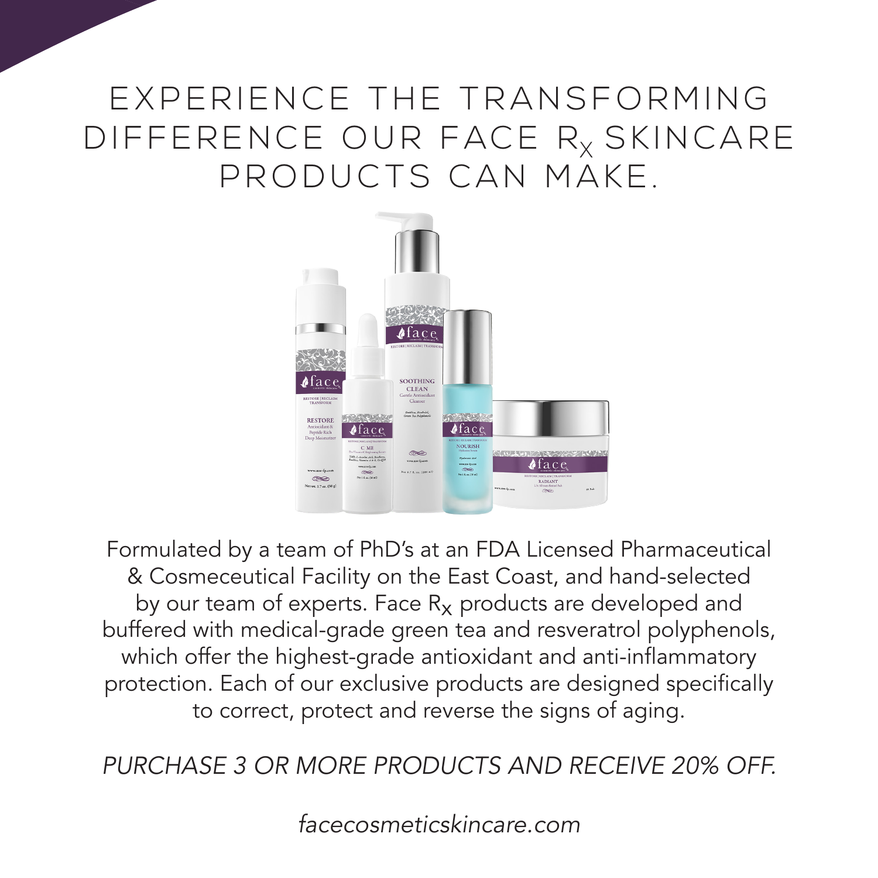# EXPERIENCE THE TRANSFORMING DIFFERENCE OUR FACE $R_X$ SKINCARE PRODUCTS CAN MAKE.

Formulated by a team of PhD's at an FDA Licensed Pharmaceutical & Cosmeceutical Facility on the East Coast, and hand-selected by our team of experts. Face $R_X$ products are developed and buffered with medical-grade green tea and resveratrol polyphenols, which offer the highest-grade antioxidant and anti-inflammatory protection. Each of our exclusive products are designed specifically to correct, protect and reverse the signs of aging.

*PURCHASE 3 OR MORE PRODUCTS AND RECEIVE 20% OFF.*

*facecosmeticskincare.com*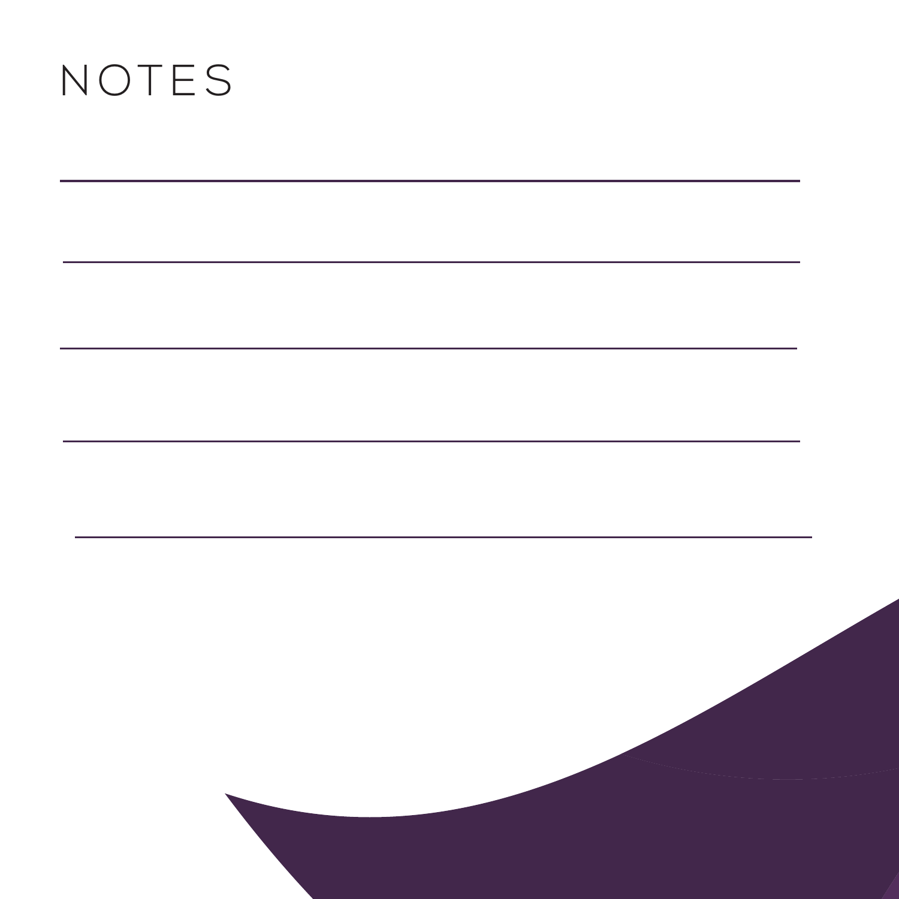# NOTES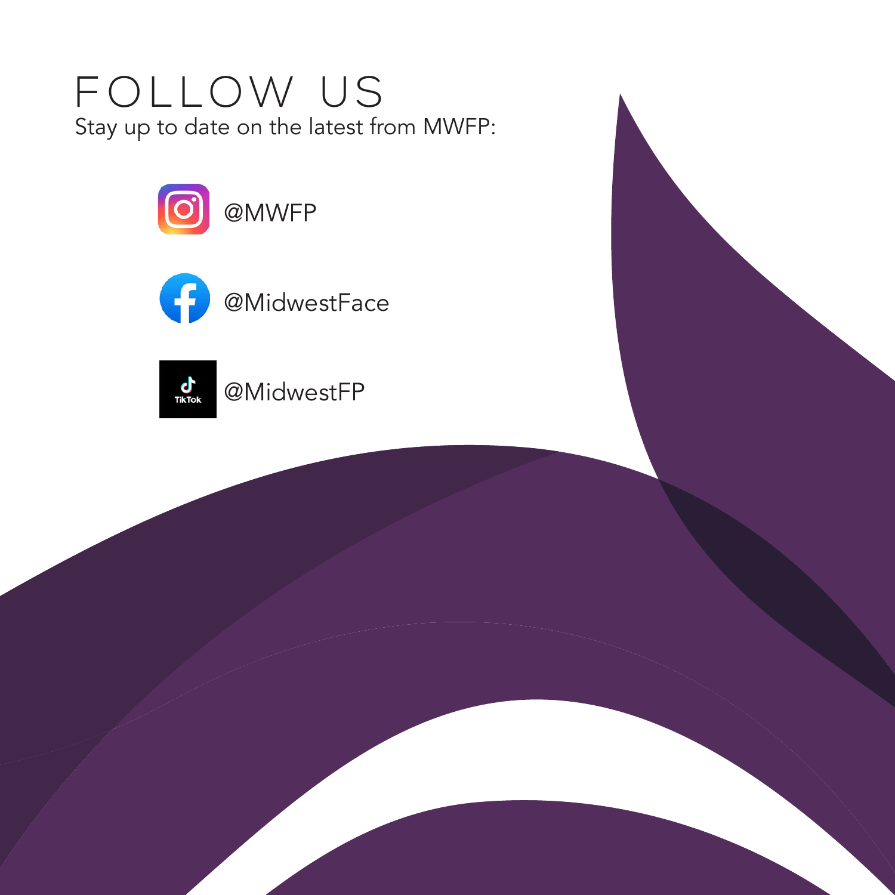# FOLLOW US

Stay up to date on the latest from MWFP:

- Instagram: @MWFP
- Facebook: @MidwestFace
- TikTok: @MidwestFP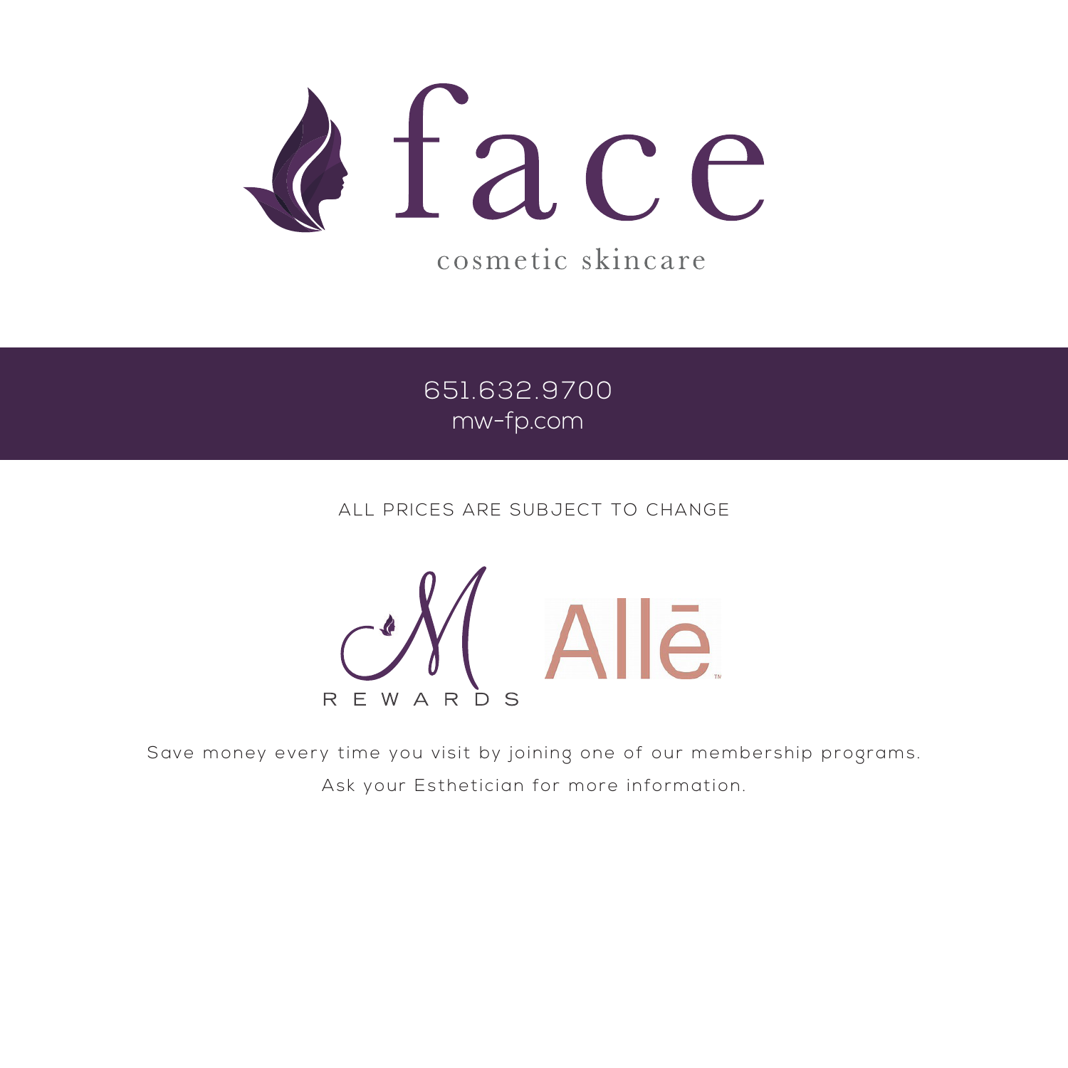# face

cosmetic skincare

651.632.9700
mw-fp.com

ALL PRICES ARE SUBJECT TO CHANGE

M REWARDS

Allē

Save money every time you visit by joining one of our membership programs.
Ask your Esthetician for more information.